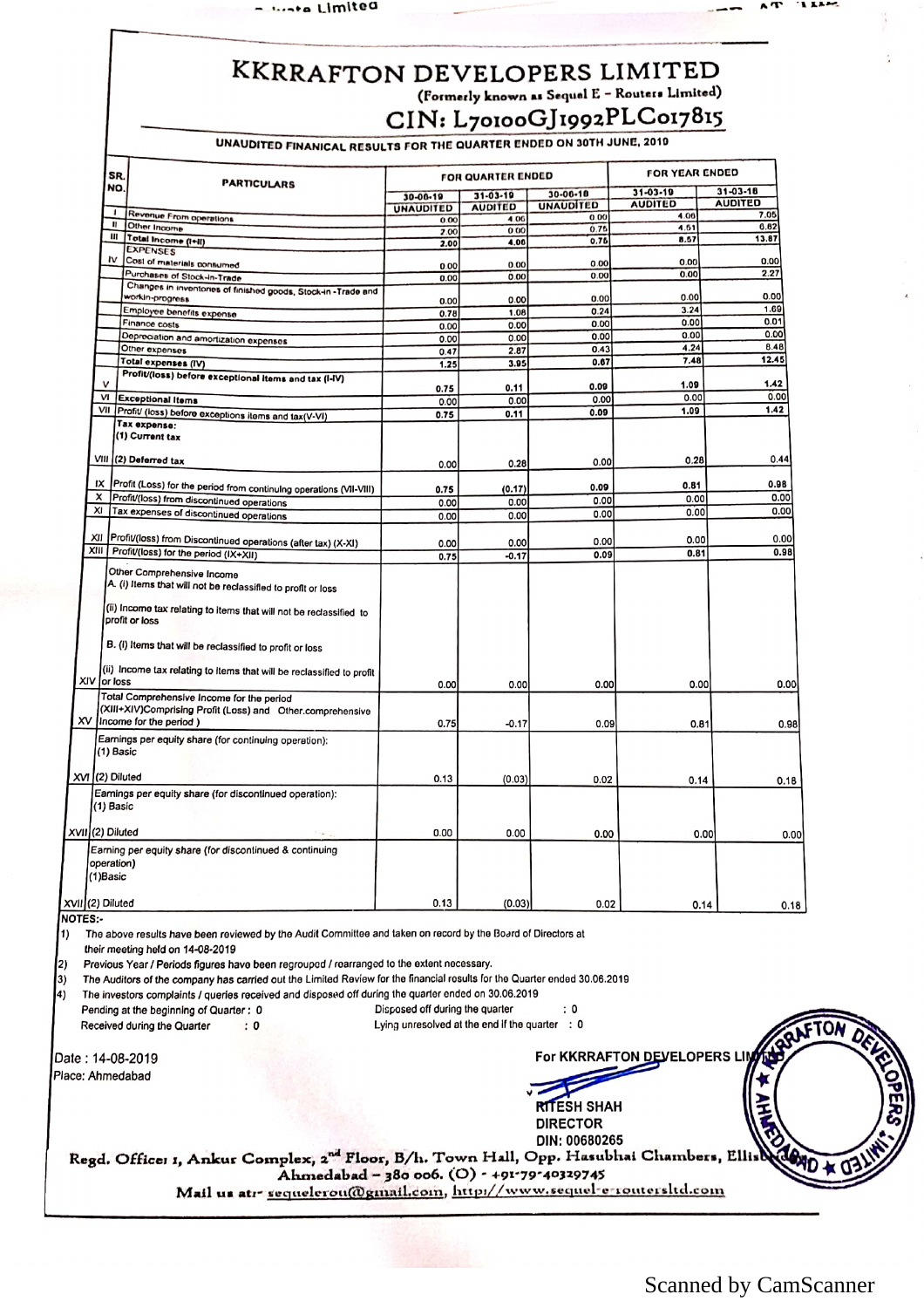# KKRRAFTON DEVELOPERS LIMITED

(Formerly known as Sequel E - Routers Limited)

## CIN: L70100GJ1992PLC017815

### UNAUDITED FINANICAL RESULTS FOR THE QUARTER ENDED ON 30TH JUNE, 2019

| SR. NO. | PARTICULARS | FOR QUARTER ENDED | | | FOR YEAR ENDED | |
|---|---|---|---|---|---|---|
| | | 30-06-19 | 31-03-19 | 30-06-18 | 31-03-19 | 31-03-18 |
| | | UNAUDITED | AUDITED | UNAUDITED | AUDITED | AUDITED |
| I | Revenue From operations | 0.00 | 4.06 | 0.00 | 4.06 | 7.05 |
| II | Other Income | 2.00 | 0.00 | 0.75 | 4.51 | 6.82 |
| III | Total Income (I+II) | 2.00 | 4.06 | 0.75 | 8.57 | 13.87 |
| IV | EXPENSES | | | | | |
| | Cost of materials consumed | 0.00 | 0.00 | 0.00 | 0.00 | 0.00 |
| | Purchases of Stock-in-Trade | 0.00 | 0.00 | 0.00 | 0.00 | 2.27 |
| | Changes in inventories of finished goods, Stock-in -Trade and workin-progress | 0.00 | 0.00 | 0.00 | 0.00 | 0.00 |
| | Employee benefits expense | 0.78 | 1.08 | 0.24 | 3.24 | 1.69 |
| | Finance costs | 0.00 | 0.00 | 0.00 | 0.00 | 0.01 |
| | Depreciation and amortization expenses | 0.00 | 0.00 | 0.00 | 0.00 | 0.00 |
| | Other expenses | 0.47 | 2.87 | 0.43 | 4.24 | 8.48 |
| | Total expenses (IV) | 1.25 | 3.95 | 0.67 | 7.48 | 12.45 |
| V | Profit/(loss) before exceptional items and tax (I-IV) | 0.75 | 0.11 | 0.09 | 1.09 | 1.42 |
| VI | Exceptional Items | 0.00 | 0.00 | 0.00 | 0.00 | 0.00 |
| VII | Profit/ (loss) before exceptions items and tax(V-VI) | 0.75 | 0.11 | 0.09 | 1.09 | 1.42 |
| VIII | Tax expense: (1) Current tax (2) Deferred tax | 0.00 | 0.28 | 0.00 | 0.28 | 0.44 |
| IX | Profit (Loss) for the period from continuing operations (VII-VIII) | 0.75 | (0.17) | 0.09 | 0.81 | 0.98 |
| X | Profit/(loss) from discontinued operations | 0.00 | 0.00 | 0.00 | 0.00 | 0.00 |
| XI | Tax expenses of discontinued operations | 0.00 | 0.00 | 0.00 | 0.00 | 0.00 |
| XII | Profit/(loss) from Discontinued operations (after tax) (X-XI) | 0.00 | 0.00 | 0.00 | 0.00 | 0.00 |
| XIII | Profit/(loss) for the period (IX+XII) | 0.75 | -0.17 | 0.09 | 0.81 | 0.98 |
| XIV | Other Comprehensive Income A. (i) Items that will not be reclassified to profit or loss (ii) Income tax relating to items that will not be reclassified to profit or loss B. (i) Items that will be reclassified to profit or loss (ii) Income tax relating to items that will be reclassified to profit or loss | 0.00 | 0.00 | 0.00 | 0.00 | 0.00 |
| XV | Total Comprehensive Income for the period (XIII+XIV)Comprising Profit (Loss) and Other.comprehensive Income for the period ) | 0.75 | -0.17 | 0.09 | 0.81 | 0.98 |
| XVI | Earnings per equity share (for continuing operation): (1) Basic (2) Diluted | 0.13 | (0.03) | 0.02 | 0.14 | 0.18 |
| XVII | Earnings per equity share (for discontinued operation): (1) Basic (2) Diluted | 0.00 | 0.00 | 0.00 | 0.00 | 0.00 |
| XVII | Earning per equity share (for discontinued & continuing operation) (1)Basic (2) Diluted | 0.13 | (0.03) | 0.02 | 0.14 | 0.18 |

**NOTES:-**

1) The above results have been reviewed by the Audit Committee and taken on record by the Board of Directors at their meeting held on 14-08-2019
2) Previous Year / Periods figures have been regrouped / rearranged to the extent necessary.
3) The Auditors of the company has carried out the Limited Review for the financial results for the Quarter ended 30.06.2019
4) The investors complaints / queries received and disposed off during the quarter ended on 30.06.2019

Pending at the beginning of Quarter : 0 &nbsp;&nbsp;&nbsp; Disposed off during the quarter : 0

Received during the Quarter : 0 &nbsp;&nbsp;&nbsp; Lying unresolved at the end if the quarter : 0

Date : 14-08-2019

Place: Ahmedabad

For KKRRAFTON DEVELOPERS LIMITED

RITESH SHAH
DIRECTOR
DIN: 00680265

Regd. Office: 1, Ankur Complex, 2nd Floor, B/h. Town Hall, Opp. Hasubhai Chambers, Ellisbridge, Ahmedabad – 380 006. (O) - +91-79-40329745

Mail us at:- sequelerou@gmail.com, http://www.sequel-e-routersltd.com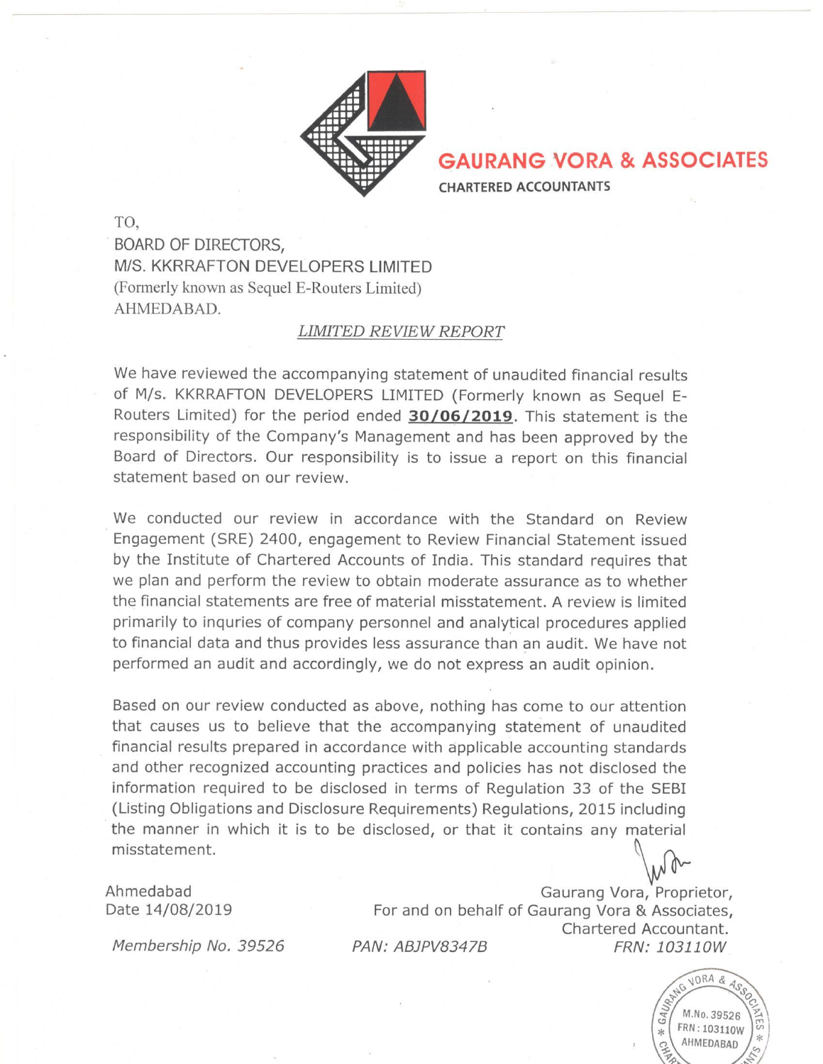# GAURANG VORA & ASSOCIATES

CHARTERED ACCOUNTANTS

TO,
BOARD OF DIRECTORS,
M/S. KKRRAFTON DEVELOPERS LIMITED
(Formerly known as Sequel E-Routers Limited)
AHMEDABAD.

## *LIMITED REVIEW REPORT*

We have reviewed the accompanying statement of unaudited financial results of M/s. KKRRAFTON DEVELOPERS LIMITED (Formerly known as Sequel E-Routers Limited) for the period ended **30/06/2019**. This statement is the responsibility of the Company's Management and has been approved by the Board of Directors. Our responsibility is to issue a report on this financial statement based on our review.

We conducted our review in accordance with the Standard on Review Engagement (SRE) 2400, engagement to Review Financial Statement issued by the Institute of Chartered Accounts of India. This standard requires that we plan and perform the review to obtain moderate assurance as to whether the financial statements are free of material misstatement. A review is limited primarily to inquries of company personnel and analytical procedures applied to financial data and thus provides less assurance than an audit. We have not performed an audit and accordingly, we do not express an audit opinion.

Based on our review conducted as above, nothing has come to our attention that causes us to believe that the accompanying statement of unaudited financial results prepared in accordance with applicable accounting standards and other recognized accounting practices and policies has not disclosed the information required to be disclosed in terms of Regulation 33 of the SEBI (Listing Obligations and Disclosure Requirements) Regulations, 2015 including the manner in which it is to be disclosed, or that it contains any material misstatement.

Ahmedabad
Date 14/08/2019

Gaurang Vora, Proprietor,
For and on behalf of Gaurang Vora & Associates,
Chartered Accountant.

*Membership No. 39526* *PAN: ABJPV8347B* *FRN: 103110W*

GAURANG VORA & ASSOCIATES
M.No. 39526
FRN: 103110W
AHMEDABAD
CHARTERED ACCOUNTANTS